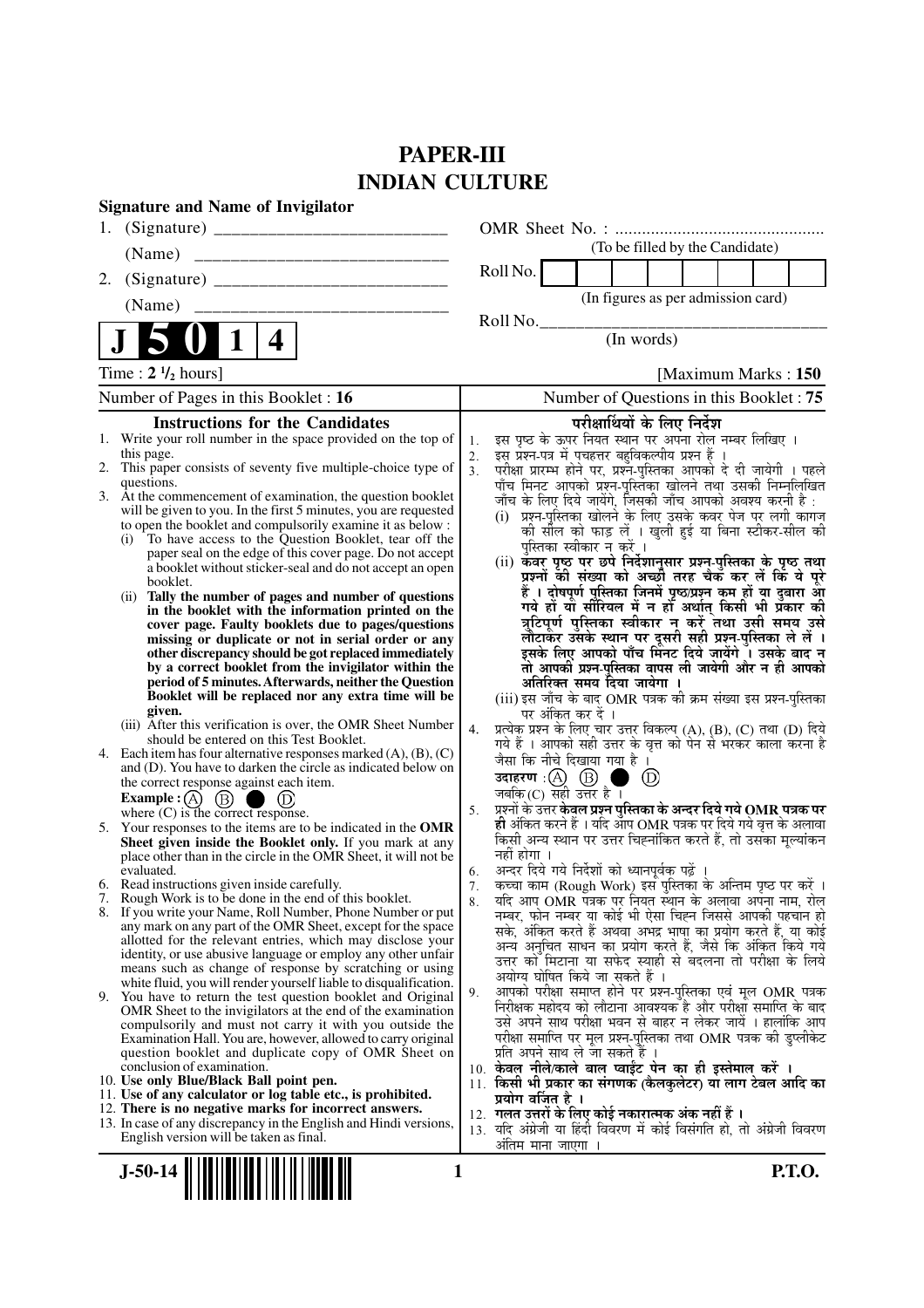# PAPER-III
# INDIAN CULTURE

**Signature and Name of Invigilator**

1. (Signature) __________________________

   (Name) __________________________

2. (Signature) __________________________

   (Name) __________________________

OMR Sheet No. : ..............................................

(To be filled by the Candidate)

Roll No. [ | | | | | | | | ]

(In figures as per admission card)

Roll No.________________________________

(In words)

**J 5 0 1 4**

Time : **2 ½ hours**] [Maximum Marks : **150**

Number of Pages in this Booklet : **16**

Number of Questions in this Booklet : **75**

## Instructions for the Candidates

1. Write your roll number in the space provided on the top of this page.
2. This paper consists of seventy five multiple-choice type of questions.
3. At the commencement of examination, the question booklet will be given to you. In the first 5 minutes, you are requested to open the booklet and compulsorily examine it as below :
   (i) To have access to the Question Booklet, tear off the paper seal on the edge of this cover page. Do not accept a booklet without sticker-seal and do not accept an open booklet.
   (ii) **Tally the number of pages and number of questions in the booklet with the information printed on the cover page. Faulty booklets due to pages/questions missing or duplicate or not in serial order or any other discrepancy should be got replaced immediately by a correct booklet from the invigilator within the period of 5 minutes. Afterwards, neither the Question Booklet will be replaced nor any extra time will be given.**
   (iii) After this verification is over, the OMR Sheet Number should be entered on this Test Booklet.
4. Each item has four alternative responses marked (A), (B), (C) and (D). You have to darken the circle as indicated below on the correct response against each item.
   **Example :** (A) (B) ● (D)
   where (C) is the correct response.
5. Your responses to the items are to be indicated in the **OMR Sheet given inside the Booklet only.** If you mark at any place other than in the circle in the OMR Sheet, it will not be evaluated.
6. Read instructions given inside carefully.
7. Rough Work is to be done in the end of this booklet.
8. If you write your Name, Roll Number, Phone Number or put any mark on any part of the OMR Sheet, except for the space allotted for the relevant entries, which may disclose your identity, or use abusive language or employ any other unfair means such as change of response by scratching or using white fluid, you will render yourself liable to disqualification.
9. You have to return the test question booklet and Original OMR Sheet to the invigilators at the end of the examination compulsorily and must not carry it with you outside the Examination Hall. You are, however, allowed to carry original question booklet and duplicate copy of OMR Sheet on conclusion of examination.
10. **Use only Blue/Black Ball point pen.**
11. **Use of any calculator or log table etc., is prohibited.**
12. **There is no negative marks for incorrect answers.**
13. In case of any discrepancy in the English and Hindi versions, English version will be taken as final.

## परीक्षार्थियों के लिए निर्देश

1. इस पृष्ठ के ऊपर नियत स्थान पर अपना रोल नम्बर लिखिए ।
2. इस प्रश्न-पत्र में पचहत्तर बहुविकल्पीय प्रश्न हैं ।
3. परीक्षा प्रारम्भ होने पर, प्रश्न-पुस्तिका आपको दे दी जायेगी । पहले पाँच मिनट आपको प्रश्न-पुस्तिका खोलने तथा उसकी निम्नलिखित जाँच के लिए दिये जायेंगे, जिसकी जाँच आपको अवश्य करनी है :
   (i) प्रश्न-पुस्तिका खोलने के लिए उसके कवर पेज पर लगी कागज की सील को फाड़ लें । खुली हुई या बिना स्टीकर-सील की पुस्तिका स्वीकार न करें ।
   (ii) **कवर पृष्ठ पर छपे निर्देशानुसार प्रश्न-पुस्तिका के पृष्ठ तथा प्रश्नों की संख्या को अच्छी तरह चैक कर लें कि ये पूरे हैं । दोषपूर्ण पुस्तिका जिनमें पृष्ठ/प्रश्न कम हों या दुबारा आ गये हों या सीरियल में न हों अर्थात् किसी भी प्रकार की त्रुटिपूर्ण पुस्तिका स्वीकार न करें तथा उसी समय उसे लौटाकर उसके स्थान पर दूसरी सही प्रश्न-पुस्तिका ले लें । इसके लिए आपको पाँच मिनट दिये जायेंगे । उसके बाद न तो आपकी प्रश्न-पुस्तिका वापस ली जायेगी और न ही आपको अतिरिक्त समय दिया जायेगा ।**
   (iii) इस जाँच के बाद OMR पत्रक की क्रम संख्या इस प्रश्न-पुस्तिका पर अंकित कर दें ।
4. प्रत्येक प्रश्न के लिए चार उत्तर विकल्प (A), (B), (C) तथा (D) दिये गये हैं । आपको सही उत्तर के वृत्त को पेन से भरकर काला करना है जैसा कि नीचे दिखाया गया है ।
   **उदाहरण :** (A) (B) ● (D)
   जबकि (C) सही उत्तर है ।
5. प्रश्नों के उत्तर **केवल प्रश्न पुस्तिका के अन्दर दिये गये OMR पत्रक पर ही** अंकित करने हैं । यदि आप OMR पत्रक पर दिये गये वृत्त के अलावा किसी अन्य स्थान पर उत्तर चिह्नांकित करते हैं, तो उसका मूल्यांकन नहीं होगा ।
6. अन्दर दिये गये निर्देशों को ध्यानपूर्वक पढ़ें ।
7. कच्चा काम (Rough Work) इस पुस्तिका के अन्तिम पृष्ठ पर करें ।
8. यदि आप OMR पत्रक पर नियत स्थान के अलावा अपना नाम, रोल नम्बर, फोन नम्बर या कोई भी ऐसा चिह्न जिससे आपकी पहचान हो सके, अंकित करते हैं अथवा अभद्र भाषा का प्रयोग करते हैं, या कोई अन्य अनुचित साधन का प्रयोग करते हैं, जैसे कि अंकित किये गये उत्तर को मिटाना या सफेद स्याही से बदलना तो परीक्षा के लिये अयोग्य घोषित किये जा सकते हैं ।
9. आपको परीक्षा समाप्त होने पर प्रश्न-पुस्तिका एवं मूल OMR पत्रक निरीक्षक महोदय को लौटाना आवश्यक है और परीक्षा समाप्ति के बाद उसे अपने साथ परीक्षा भवन से बाहर न लेकर जायें । हालांकि आप परीक्षा समाप्ति पर मूल प्रश्न-पुस्तिका तथा OMR पत्रक की डुप्लीकेट प्रति अपने साथ ले जा सकते हैं ।
10. **केवल नीले/काले बाल प्वाईंट पेन का ही इस्तेमाल करें ।**
11. **किसी भी प्रकार का संगणक (कैलकुलेटर) या लाग टेबल आदि का प्रयोग वर्जित है ।**
12. **गलत उत्तरों के लिए कोई नकारात्मक अंक नहीं हैं ।**
13. यदि अंग्रेजी या हिंदी विवरण में कोई विसंगति हो, तो अंग्रेजी विवरण अंतिम माना जाएगा ।

J-50-14

P.T.O.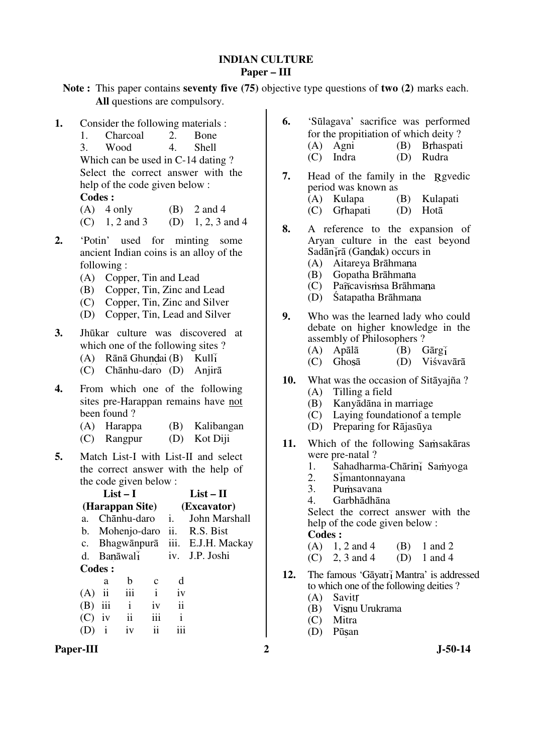# INDIAN CULTURE

## Paper – III

**Note :** This paper contains **seventy five (75)** objective type questions of **two (2)** marks each. **All** questions are compulsory.

1. Consider the following materials :
   1. Charcoal
   2. Bone
   3. Wood
   4. Shell

   Which can be used in C-14 dating ? Select the correct answer with the help of the code given below :

   **Codes :**
   (A) 4 only
   (B) 2 and 4
   (C) 1, 2 and 3
   (D) 1, 2, 3 and 4

2. 'Potin' used for minting some ancient Indian coins is an alloy of the following :
   (A) Copper, Tin and Lead
   (B) Copper, Tin, Zinc and Lead
   (C) Copper, Tin, Zinc and Silver
   (D) Copper, Tin, Lead and Silver

3. Jhūkar culture was discovered at which one of the following sites ?
   (A) Rānā Ghuṇḍai
   (B) Kullī
   (C) Chānhu-daro
   (D) Anjirā

4. From which one of the following sites pre-Harappan remains have not been found ?
   (A) Harappa
   (B) Kalibangan
   (C) Rangpur
   (D) Kot Diji

5. Match List-I with List-II and select the correct answer with the help of the code given below :

| | List – I (Harappan Site) | | List – II (Excavator) |
|---|---|---|---|
| a. | Chānhu-daro | i. | John Marshall |
| b. | Mohenjo-daro | ii. | R.S. Bist |
| c. | Bhagwānpurā | iii. | E.J.H. Mackay |
| d. | Baṇāwalī | iv. | J.P. Joshi |

   **Codes :**

| | a | b | c | d |
|---|---|---|---|---|
| (A) | ii | iii | i | iv |
| (B) | iii | i | iv | ii |
| (C) | iv | ii | iii | i |
| (D) | i | iv | ii | iii |

6. 'Sūlagava' sacrifice was performed for the propitiation of which deity ?
   (A) Agni
   (B) Bṛhaspati
   (C) Indra
   (D) Rudra

7. Head of the family in the Ṛgvedic period was known as
   (A) Kulapa
   (B) Kulapati
   (C) Gṛhapati
   (D) Hotā

8. A reference to the expansion of Aryan culture in the east beyond Sadānīrā (Gaṇḍak) occurs in
   (A) Aitareya Brāhmaṇa
   (B) Gopatha Brāhmaṇa
   (C) Pañcavisṁsa Brāhmaṇa
   (D) Śatapatha Brāhmaṇa

9. Who was the learned lady who could debate on higher knowledge in the assembly of Philosophers ?
   (A) Apālā
   (B) Gārgī
   (C) Ghoṣā
   (D) Viśvavārā

10. What was the occasion of Sitāyajña ?
    (A) Tilling a field
    (B) Kanyādāna in marriage
    (C) Laying foundationof a temple
    (D) Preparing for Rājasūya

11. Which of the following Saṁsakāras were pre-natal ?
    1. Sahadharma-Chāriṇī Saṁyoga
    2. Sīmantonnayana
    3. Puṁsavana
    4. Garbhādhāna

    Select the correct answer with the help of the code given below :

    **Codes :**
    (A) 1, 2 and 4
    (B) 1 and 2
    (C) 2, 3 and 4
    (D) 1 and 4

12. The famous 'Gāyatrī Mantra' is addressed to which one of the following deities ?
    (A) Savitṛ
    (B) Viṣnu Urukrama
    (C) Mitra
    (D) Pūṣan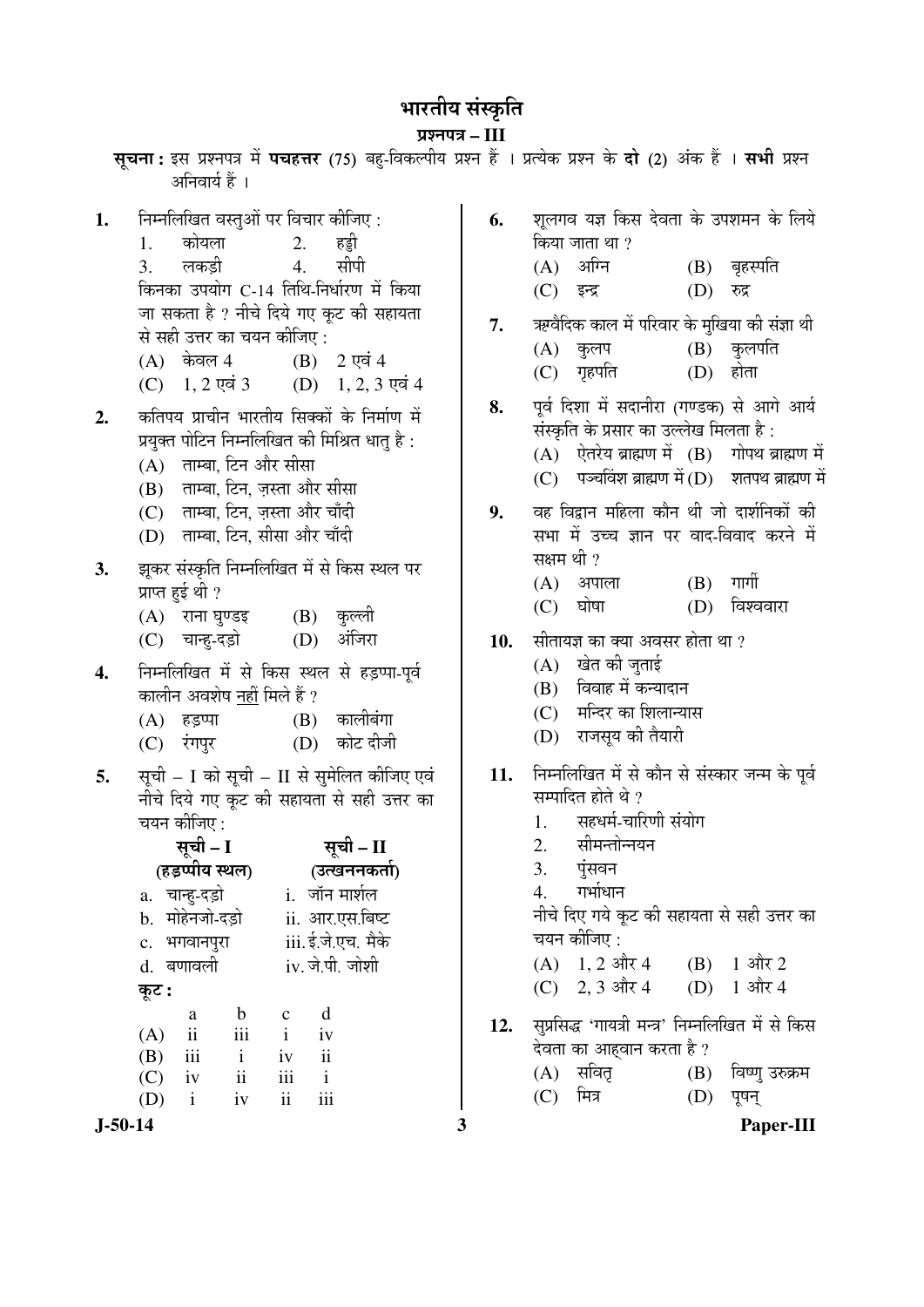# भारतीय संस्कृति

## प्रश्नपत्र – III

**सूचना :** इस प्रश्नपत्र में **पचहत्तर** (75) बहु-विकल्पीय प्रश्न हैं । प्रत्येक प्रश्न के **दो** (2) अंक हैं । **सभी** प्रश्न अनिवार्य हैं ।

**1.** निम्नलिखित वस्तुओं पर विचार कीजिए :

1. कोयला
2. हड्डी
3. लकड़ी
4. सीपी

किनका उपयोग C-14 तिथि-निर्धारण में किया जा सकता है ? नीचे दिये गए कूट की सहायता से सही उत्तर का चयन कीजिए :

(A) केवल 4 (B) 2 एवं 4
(C) 1, 2 एवं 3 (D) 1, 2, 3 एवं 4

**2.** कतिपय प्राचीन भारतीय सिक्कों के निर्माण में प्रयुक्त पोटिन निम्नलिखित की मिश्रित धातु है :

(A) ताम्बा, टिन और सीसा
(B) ताम्बा, टिन, ज़स्ता और सीसा
(C) ताम्बा, टिन, ज़स्ता और चाँदी
(D) ताम्बा, टिन, सीसा और चाँदी

**3.** झूकर संस्कृति निम्नलिखित में से किस स्थल पर प्राप्त हुई थी ?

(A) राना घुण्डइ (B) कुल्ली
(C) चान्हु-दड़ो (D) अंजिरा

**4.** निम्नलिखित में से किस स्थल से हड़प्पा-पूर्व कालीन अवशेष नहीं मिले हैं ?

(A) हड़प्पा (B) कालीबंगा
(C) रंगपुर (D) कोट दीजी

**5.** सूची – I को सूची – II से सुमेलित कीजिए एवं नीचे दिये गए कूट की सहायता से सही उत्तर का चयन कीजिए :

| सूची – I (हड़प्पीय स्थल) | सूची – II (उत्खननकर्ता) |
|---|---|
| a. चान्हु-दड़ो | i. जॉन मार्शल |
| b. मोहेनजो-दड़ो | ii. आर.एस.बिष्ट |
| c. भगवानपुरा | iii. ई.जे.एच. मैके |
| d. बणावली | iv. जे.पी. जोशी |

**कूट :**

| | a | b | c | d |
|---|---|---|---|---|
| (A) | ii | iii | i | iv |
| (B) | iii | i | iv | ii |
| (C) | iv | ii | iii | i |
| (D) | i | iv | ii | iii |

**6.** शूलगव यज्ञ किस देवता के उपशमन के लिये किया जाता था ?

(A) अग्नि (B) बृहस्पति
(C) इन्द्र (D) रुद्र

**7.** ऋग्वैदिक काल में परिवार के मुखिया की संज्ञा थी

(A) कुलप (B) कुलपति
(C) गृहपति (D) होता

**8.** पूर्व दिशा में सदानीरा (गण्डक) से आगे आर्य संस्कृति के प्रसार का उल्लेख मिलता है :

(A) ऐतरेय ब्राह्मण में (B) गोपथ ब्राह्मण में
(C) पञ्चविंश ब्राह्मण में (D) शतपथ ब्राह्मण में

**9.** वह विद्वान महिला कौन थी जो दार्शनिकों की सभा में उच्च ज्ञान पर वाद-विवाद करने में सक्षम थी ?

(A) अपाला (B) गार्गी
(C) घोषा (D) विश्ववारा

**10.** सीतायज्ञ का क्या अवसर होता था ?

(A) खेत की जुताई
(B) विवाह में कन्यादान
(C) मन्दिर का शिलान्यास
(D) राजसूय की तैयारी

**11.** निम्नलिखित में से कौन से संस्कार जन्म के पूर्व सम्पादित होते थे ?

1. सहधर्म-चारिणी संयोग
2. सीमन्तोन्नयन
3. पुंसवन
4. गर्भाधान

नीचे दिए गये कूट की सहायता से सही उत्तर का चयन कीजिए :

(A) 1, 2 और 4 (B) 1 और 2
(C) 2, 3 और 4 (D) 1 और 4

**12.** सुप्रसिद्ध 'गायत्री मन्त्र' निम्नलिखित में से किस देवता का आह्वान करता है ?

(A) सवितृ (B) विष्णु उरुक्रम
(C) मित्र (D) पूषन्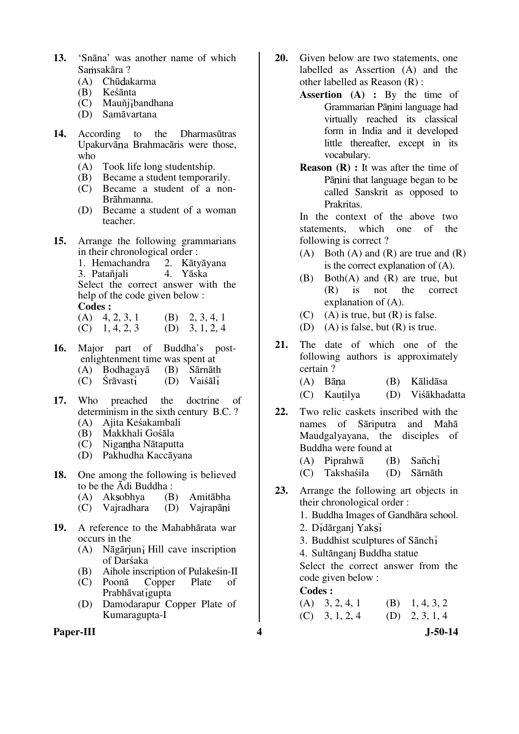**13.** 'Snāna' was another name of which Saṁsakāra ?

(A) Chūḍakarma
(B) Keśānta
(C) Mauñjībandhana
(D) Samāvartana

**14.** According to the Dharmasūtras Upakurvāṇa Brahmacāris were those, who

(A) Took life long studentship.
(B) Became a student temporarily.
(C) Became a student of a non-Brāhmaṇa.
(D) Became a student of a woman teacher.

**15.** Arrange the following grammarians in their chronological order :

1. Hemachandra
2. Kātyāyana
3. Patañjali
4. Yāska

Select the correct answer with the help of the code given below :

**Codes :**

(A) 4, 2, 3, 1
(B) 2, 3, 4, 1
(C) 1, 4, 2, 3
(D) 3, 1, 2, 4

**16.** Major part of Buddha's post-enlightenment time was spent at

(A) Bodhagayā
(B) Sārnāth
(C) Śrāvastī
(D) Vaiśālī

**17.** Who preached the doctrine of determinism in the sixth century B.C. ?

(A) Ajita Keśakambali
(B) Makkhali Gośāla
(C) Nigaṇṭha Nātaputta
(D) Pakhudha Kaccāyana

**18.** One among the following is believed to be the Ādi Buddha :

(A) Akṣobhya
(B) Amitābha
(C) Vajradhara
(D) Vajrapāṇi

**19.** A reference to the Mahabhārata war occurs in the

(A) Nāgārjunī Hill cave inscription of Darśaka
(B) Aihole inscription of Pulakeśin-II
(C) Poonā Copper Plate of Prabhāvatīgupta
(D) Damodarapur Copper Plate of Kumaragupta-I

**20.** Given below are two statements, one labelled as Assertion (A) and the other labelled as Reason (R) :

**Assertion (A) :** By the time of Grammarian Pāṇini language had virtually reached its classical form in India and it developed little thereafter, except in its vocabulary.

**Reason (R) :** It was after the time of Pāṇini that language began to be called Sanskrit as opposed to Prakritas.

In the context of the above two statements, which one of the following is correct ?

(A) Both (A) and (R) are true and (R) is the correct explanation of (A).
(B) Both(A) and (R) are true, but (R) is not the correct explanation of (A).
(C) (A) is true, but (R) is false.
(D) (A) is false, but (R) is true.

**21.** The date of which one of the following authors is approximately certain ?

(A) Bāṇa
(B) Kālidāsa
(C) Kauṭilya
(D) Viśākhadatta

**22.** Two relic caskets inscribed with the names of Sāriputra and Mahā Maudgalyayana, the disciples of Buddha were found at

(A) Piprahwā
(B) Sañchī
(C) Takshaśila
(D) Sārnāth

**23.** Arrange the following art objects in their chronological order :

1. Buddha Images of Gandhāra school.
2. Dīdārganj Yakṣī
3. Buddhist sculptures of Sānchī
4. Sultānganj Buddha statue

Select the correct answer from the code given below :

**Codes :**

(A) 3, 2, 4, 1
(B) 1, 4, 3, 2
(C) 3, 1, 2, 4
(D) 2, 3, 1, 4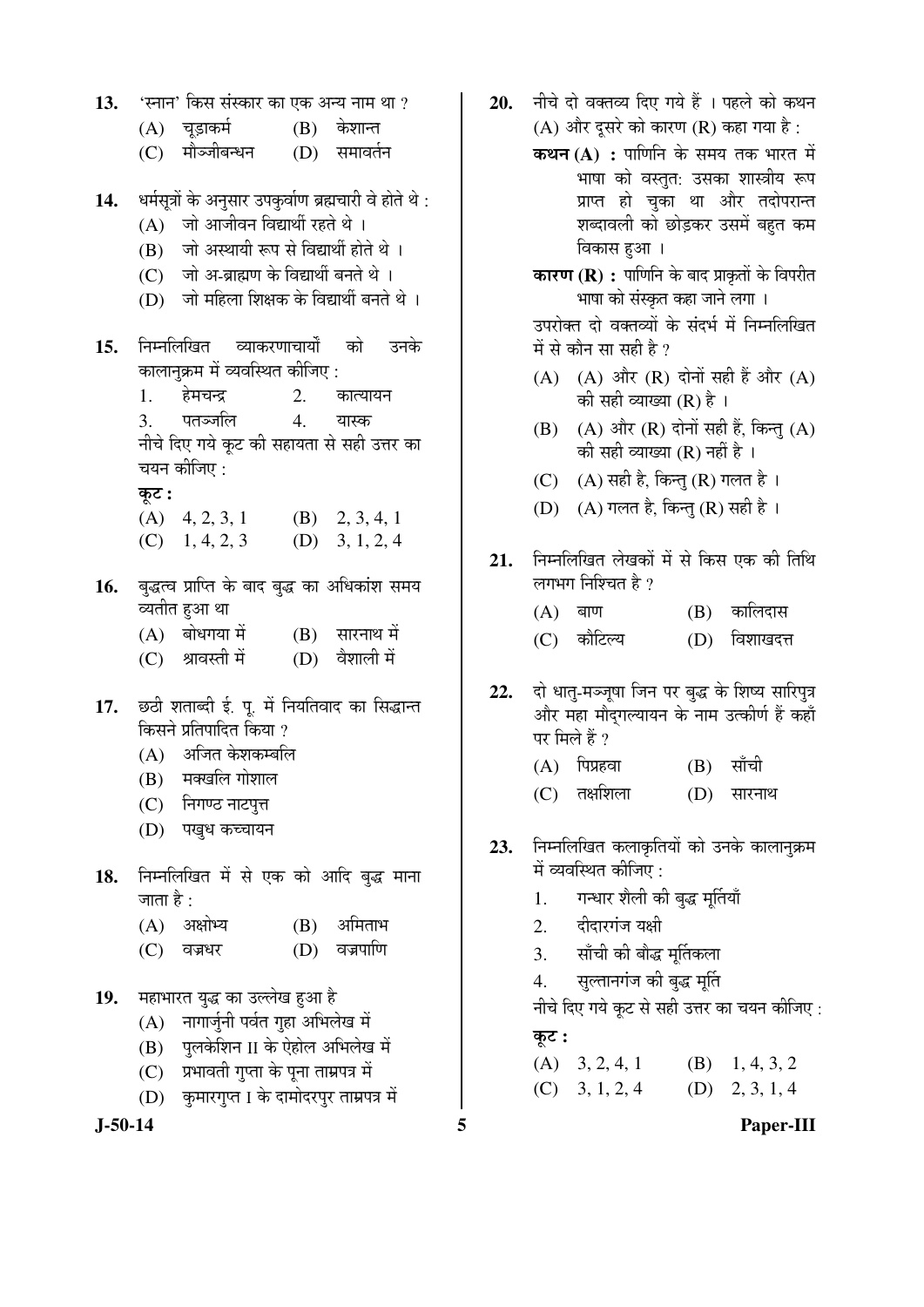13. 'स्नान' किस संस्कार का एक अन्य नाम था ?
   (A) चूड़ाकर्म  (B) केशान्त
   (C) मौञ्जीबन्धन  (D) समावर्तन

14. धर्मसूत्रों के अनुसार उपकुर्वाण ब्रह्मचारी वे होते थे :
   (A) जो आजीवन विद्यार्थी रहते थे ।
   (B) जो अस्थायी रूप से विद्यार्थी होते थे ।
   (C) जो अ-ब्राह्मण के विद्यार्थी बनते थे ।
   (D) जो महिला शिक्षक के विद्यार्थी बनते थे ।

15. निम्नलिखित व्याकरणाचार्यों को उनके कालानुक्रम में व्यवस्थित कीजिए :
   1. हेमचन्द्र  2. कात्यायन
   3. पतञ्जलि  4. यास्क
   नीचे दिए गये कूट की सहायता से सही उत्तर का चयन कीजिए :
   **कूट :**
   (A) 4, 2, 3, 1  (B) 2, 3, 4, 1
   (C) 1, 4, 2, 3  (D) 3, 1, 2, 4

16. बुद्धत्व प्राप्ति के बाद बुद्ध का अधिकांश समय व्यतीत हुआ था
   (A) बोधगया में  (B) सारनाथ में
   (C) श्रावस्ती में  (D) वैशाली में

17. छठी शताब्दी ई. पू. में नियतिवाद का सिद्धान्त किसने प्रतिपादित किया ?
   (A) अजित केशकम्बलि
   (B) मक्खलि गोशाल
   (C) निगण्ठ नाटपुत्त
   (D) पखुध कच्चायन

18. निम्नलिखित में से एक को आदि बुद्ध माना जाता है :
   (A) अक्षोभ्य  (B) अमिताभ
   (C) वज्रधर  (D) वज्रपाणि

19. महाभारत युद्ध का उल्लेख हुआ है
   (A) नागार्जुनी पर्वत गुहा अभिलेख में
   (B) पुलकेशिन II के ऐहोल अभिलेख में
   (C) प्रभावती गुप्ता के पूना ताम्रपत्र में
   (D) कुमारगुप्त I के दामोदरपुर ताम्रपत्र में

20. नीचे दो वक्तव्य दिए गये हैं । पहले को कथन (A) और दूसरे को कारण (R) कहा गया है :
   **कथन (A) :** पाणिनि के समय तक भारत में भाषा को वस्तुत: उसका शास्त्रीय रूप प्राप्त हो चुका था और तदोपरान्त शब्दावली को छोड़कर उसमें बहुत कम विकास हुआ ।
   **कारण (R) :** पाणिनि के बाद प्राकृतों के विपरीत भाषा को संस्कृत कहा जाने लगा ।
   उपरोक्त दो वक्तव्यों के संदर्भ में निम्नलिखित में से कौन सा सही है ?
   (A) (A) और (R) दोनों सही हैं और (A) की सही व्याख्या (R) है ।
   (B) (A) और (R) दोनों सही हैं, किन्तु (A) की सही व्याख्या (R) नहीं है ।
   (C) (A) सही है, किन्तु (R) गलत है ।
   (D) (A) गलत है, किन्तु (R) सही है ।

21. निम्नलिखित लेखकों में से किस एक की तिथि लगभग निश्चित है ?
   (A) बाण  (B) कालिदास
   (C) कौटिल्य  (D) विशाखदत्त

22. दो धातु-मञ्जूषा जिन पर बुद्ध के शिष्य सारिपुत्र और महा मौद्गल्यायन के नाम उत्कीर्ण हैं कहाँ पर मिले हैं ?
   (A) पिप्रहवा  (B) साँची
   (C) तक्षशिला  (D) सारनाथ

23. निम्नलिखित कलाकृतियों को उनके कालानुक्रम में व्यवस्थित कीजिए :
   1. गन्धार शैली की बुद्ध मूर्तियाँ
   2. दीदारगंज यक्षी
   3. साँची की बौद्ध मूर्तिकला
   4. सुल्तानगंज की बुद्ध मूर्ति
   नीचे दिए गये कूट से सही उत्तर का चयन कीजिए :
   **कूट :**
   (A) 3, 2, 4, 1  (B) 1, 4, 3, 2
   (C) 3, 1, 2, 4  (D) 2, 3, 1, 4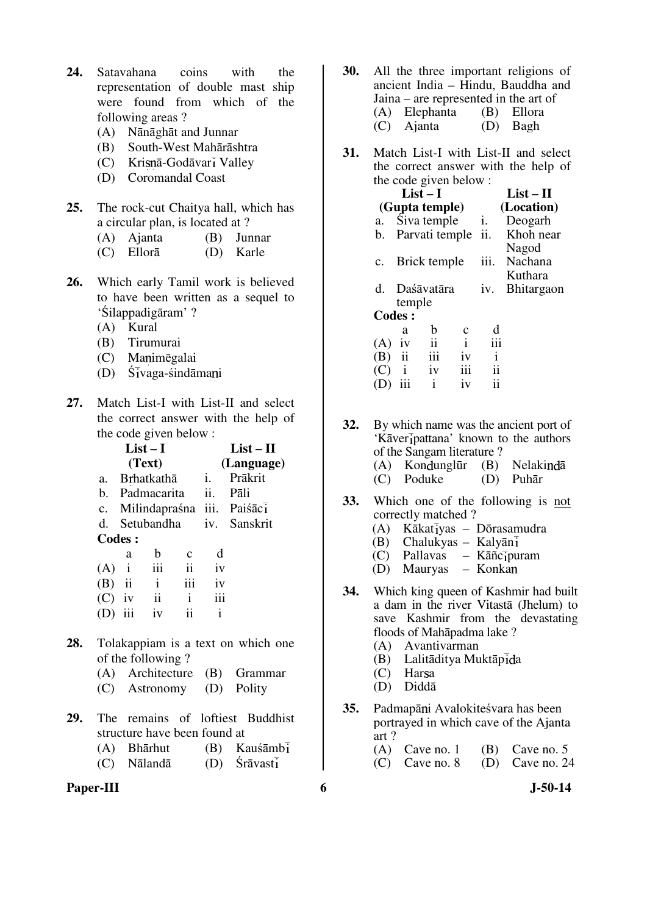24. Satavahana coins with the representation of double mast ship were found from which of the following areas ?
    (A) Nānāghāt and Junnar
    (B) South-West Mahārāshtra
    (C) Krisṇā-Godāvarī Valley
    (D) Coromandal Coast

25. The rock-cut Chaitya hall, which has a circular plan, is located at ?
    (A) Ajanta (B) Junnar
    (C) Ellorā (D) Karle

26. Which early Tamil work is believed to have been written as a sequel to 'Śilappadigāram' ?
    (A) Kural
    (B) Tirumurai
    (C) Maṇimēgalai
    (D) Śīvaga-śindāmaṇi

27. Match List-I with List-II and select the correct answer with the help of the code given below :

| | List – I (Text) | | List – II (Language) |
|---|---|---|---|
| a. | Bṛhatkathā | i. | Prākrit |
| b. | Padmacarita | ii. | Pāli |
| c. | Milindapraśna | iii. | Paiśācī |
| d. | Setubandha | iv. | Sanskrit |

**Codes :**

| | a | b | c | d |
|---|---|---|---|---|
| (A) | i | iii | ii | iv |
| (B) | ii | i | iii | iv |
| (C) | iv | ii | i | iii |
| (D) | iii | iv | ii | i |

28. Tolakappiam is a text on which one of the following ?
    (A) Architecture (B) Grammar
    (C) Astronomy (D) Polity

29. The remains of loftiest Buddhist structure have been found at
    (A) Bhārhut (B) Kauśāmbī
    (C) Nālandā (D) Śrāvastī

30. All the three important religions of ancient India – Hindu, Bauddha and Jaina – are represented in the art of
    (A) Elephanta (B) Ellora
    (C) Ajanta (D) Bagh

31. Match List-I with List-II and select the correct answer with the help of the code given below :

| | List – I (Gupta temple) | | List – II (Location) |
|---|---|---|---|
| a. | Śiva temple | i. | Deogarh |
| b. | Parvati temple | ii. | Khoh near Nagod |
| c. | Brick temple | iii. | Nachana Kuthara |
| d. | Daśāvatāra temple | iv. | Bhitargaon |

**Codes :**

| | a | b | c | d |
|---|---|---|---|---|
| (A) | iv | ii | i | iii |
| (B) | ii | iii | iv | i |
| (C) | i | iv | iii | ii |
| (D) | iii | i | iv | ii |

32. By which name was the ancient port of 'Kāverīpattana' known to the authors of the Sangam literature ?
    (A) Kondunglūr (B) Nelakindā
    (C) Poduke (D) Puhār

33. Which one of the following is not correctly matched ?
    (A) Kākatīyas – Dōrasamudra
    (B) Chalukyas – Kalyāṇī
    (C) Pallavas – Kāñcīpuram
    (D) Mauryas – Konkaṇ

34. Which king queen of Kashmir had built a dam in the river Vitastā (Jhelum) to save Kashmir from the devastating floods of Mahāpadma lake ?
    (A) Avantivarman
    (B) Lalitāditya Muktāpīḍa
    (C) Harṣa
    (D) Diddā

35. Padmapāṇi Avalokiteśvara has been portrayed in which cave of the Ajanta art ?
    (A) Cave no. 1 (B) Cave no. 5
    (C) Cave no. 8 (D) Cave no. 24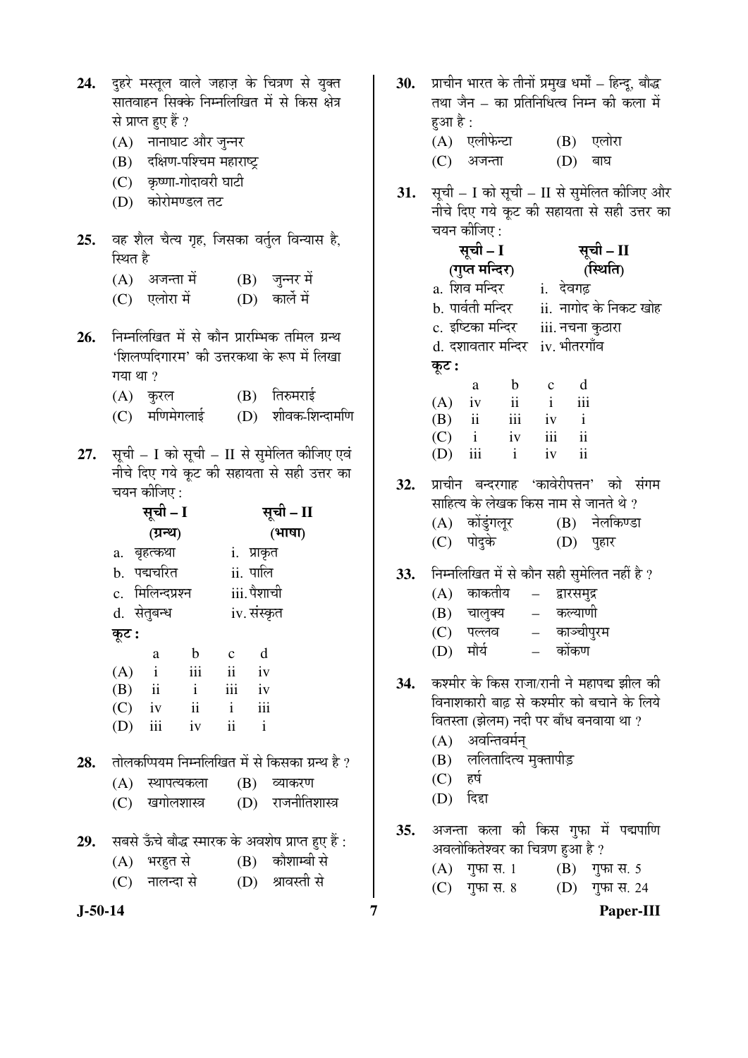24. दुहरे मस्तूल वाले जहाज़ के चित्रण से युक्त सातवाहन सिक्के निम्नलिखित में से किस क्षेत्र से प्राप्त हुए हैं ?

 (A) नानाघाट और जुन्नर
 (B) दक्षिण-पश्चिम महाराष्ट्र
 (C) कृष्णा-गोदावरी घाटी
 (D) कोरोमण्डल तट

25. वह शैल चैत्य गृह, जिसका वर्तुल विन्यास है, स्थित है

 (A) अजन्ता में (B) जुन्नर में
 (C) एलोरा में (D) कार्ले में

26. निम्नलिखित में से कौन प्रारम्भिक तमिल ग्रन्थ 'शिलप्पदिगारम' की उत्तरकथा के रूप में लिखा गया था ?

 (A) कुरल (B) तिरुमराई
 (C) मणिमेगलाई (D) शीवक-शिन्दामणि

27. सूची – I को सूची – II से सुमेलित कीजिए एवं नीचे दिए गये कूट की सहायता से सही उत्तर का चयन कीजिए :

| सूची – I (ग्रन्थ) | सूची – II (भाषा) |
|---|---|
| a. बृहत्कथा | i. प्राकृत |
| b. पद्मचरित | ii. पालि |
| c. मिलिन्दप्रश्न | iii. पैशाची |
| d. सेतुबन्ध | iv. संस्कृत |

**कूट :**

| | a | b | c | d |
|---|---|---|---|---|
| (A) | i | iii | ii | iv |
| (B) | ii | i | iii | iv |
| (C) | iv | ii | i | iii |
| (D) | iii | iv | ii | i |

28. तोलकप्पियम निम्नलिखित में से किसका ग्रन्थ है ?

 (A) स्थापत्यकला (B) व्याकरण
 (C) खगोलशास्त्र (D) राजनीतिशास्त्र

29. सबसे ऊँचे बौद्ध स्मारक के अवशेष प्राप्त हुए हैं :

 (A) भरहुत से (B) कौशाम्बी से
 (C) नालन्दा से (D) श्रावस्ती से

30. प्राचीन भारत के तीनों प्रमुख धर्मों – हिन्दू, बौद्ध तथा जैन – का प्रतिनिधित्व निम्न की कला में हुआ है :

 (A) एलीफेन्टा (B) एलोरा
 (C) अजन्ता (D) बाघ

31. सूची – I को सूची – II से सुमेलित कीजिए और नीचे दिए गये कूट की सहायता से सही उत्तर का चयन कीजिए :

| सूची – I (गुप्त मन्दिर) | सूची – II (स्थिति) |
|---|---|
| a. शिव मन्दिर | i. देवगढ़ |
| b. पार्वती मन्दिर | ii. नागोद के निकट खोह |
| c. इष्टिका मन्दिर | iii. नचना कुठारा |
| d. दशावतार मन्दिर | iv. भीतरगाँव |

**कूट :**

| | a | b | c | d |
|---|---|---|---|---|
| (A) | iv | ii | i | iii |
| (B) | ii | iii | iv | i |
| (C) | i | iv | iii | ii |
| (D) | iii | i | iv | ii |

32. प्राचीन बन्दरगाह 'कावेरीपत्तन' को संगम साहित्य के लेखक किस नाम से जानते थे ?

 (A) कोंडुंगलूर (B) नेलकिण्डा
 (C) पोदुके (D) पुहार

33. निम्नलिखित में से कौन सही सुमेलित नहीं है ?

 (A) काकतीय – द्वारसमुद्र
 (B) चालुक्य – कल्याणी
 (C) पल्लव – काञ्चीपुरम
 (D) मौर्य – कोंकण

34. कश्मीर के किस राजा/रानी ने महापद्म झील की विनाशकारी बाढ़ से कश्मीर को बचाने के लिये वितस्ता (झेलम) नदी पर बाँध बनवाया था ?

 (A) अवन्तिवर्मन्
 (B) ललितादित्य मुक्तापीड़
 (C) हर्ष
 (D) दिद्दा

35. अजन्ता कला की किस गुफा में पद्मपाणि अवलोकितेश्वर का चित्रण हुआ है ?

 (A) गुफा स. 1 (B) गुफा स. 5
 (C) गुफा स. 8 (D) गुफा स. 24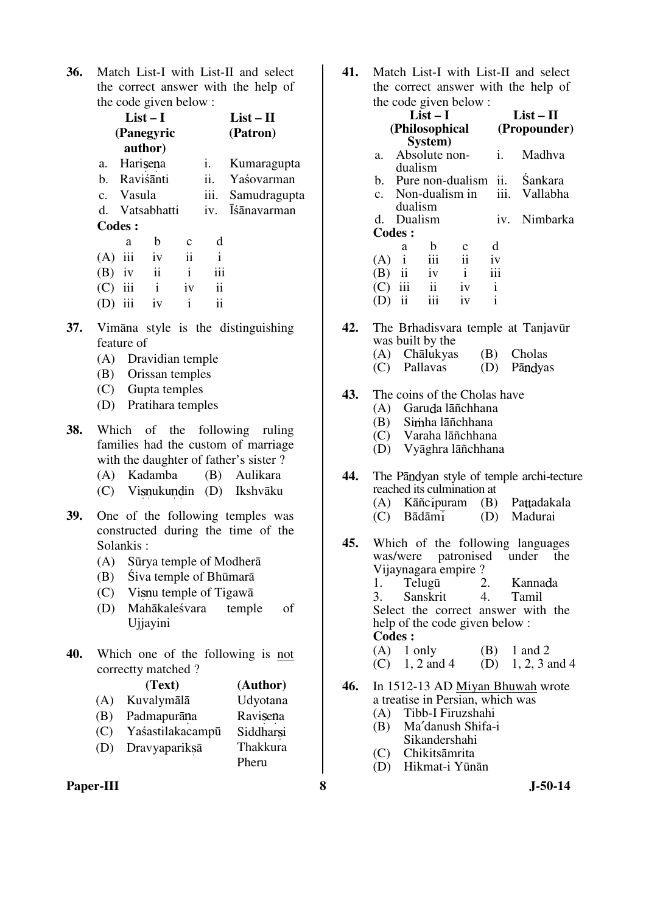**36.** Match List-I with List-II and select the correct answer with the help of the code given below :

| List – I (Panegyric author) | List – II (Patron) |
|---|---|
| a. Hariṣeṇa | i. Kumaragupta |
| b. Raviśānti | ii. Yaśovarman |
| c. Vasula | iii. Samudragupta |
| d. Vatsabhatti | iv. Īśānavarman |

**Codes :**

| | a | b | c | d |
|---|---|---|---|---|
| (A) | iii | iv | ii | i |
| (B) | iv | ii | i | iii |
| (C) | iii | i | iv | ii |
| (D) | iii | iv | i | ii |

**37.** Vimāna style is the distinguishing feature of
(A) Dravidian temple
(B) Orissan temples
(C) Gupta temples
(D) Pratihara temples

**38.** Which of the following ruling families had the custom of marriage with the daughter of father's sister ?
(A) Kadamba (B) Aulikara
(C) Viṣṇukuṇḍin (D) Ikshvāku

**39.** One of the following temples was constructed during the time of the Solankis :
(A) Sūrya temple of Modherā
(B) Śiva temple of Bhūmarā
(C) Viṣṇu temple of Tigawā
(D) Mahākaleśvara temple of Ujjayini

**40.** Which one of the following is not correctty matched ?

| | (Text) | (Author) |
|---|---|---|
| (A) | Kuvalymālā | Udyotana |
| (B) | Padmapurāṇa | Raviṣeṇa |
| (C) | Yaśastilakacampū | Siddharṣi |
| (D) | Dravyaparikṣā | Thakkura Pheru |

**41.** Match List-I with List-II and select the correct answer with the help of the code given below :

| List – I (Philosophical System) | List – II (Propounder) |
|---|---|
| a. Absolute non-dualism | i. Madhva |
| b. Pure non-dualism | ii. Śankara |
| c. Non-dualism in dualism | iii. Vallabha |
| d. Dualism | iv. Nimbarka |

**Codes :**

| | a | b | c | d |
|---|---|---|---|---|
| (A) | i | iii | ii | iv |
| (B) | ii | iv | i | iii |
| (C) | iii | ii | iv | i |
| (D) | ii | iii | iv | i |

**42.** The Bṛhadisvara temple at Tanjavūr was built by the
(A) Chālukyas (B) Cholas
(C) Pallavas (D) Pāṇḍyas

**43.** The coins of the Cholas have
(A) Garuḍa lāñchhana
(B) Siṁha lāñchhana
(C) Varaha lāñchhana
(D) Vyāghra lāñchhana

**44.** The Pāṇḍyan style of temple archi-tecture reached its culmination at
(A) Kāñcīpuram (B) Paṭṭadakala
(C) Bādāmī (D) Madurai

**45.** Which of the following languages was/were patronised under the Vijaynagara empire ?
1. Telugū 2. Kannaḍa
3. Sanskrit 4. Tamil
Select the correct answer with the help of the code given below :
**Codes :**
(A) 1 only (B) 1 and 2
(C) 1, 2 and 4 (D) 1, 2, 3 and 4

**46.** In 1512-13 AD Miyan Bhuwah wrote a treatise in Persian, which was
(A) Tibb-I Firuzshahi
(B) Ma′danush Shifa-i Sikandershahi
(C) Chikitsāmrita
(D) Hikmat-i Yūnān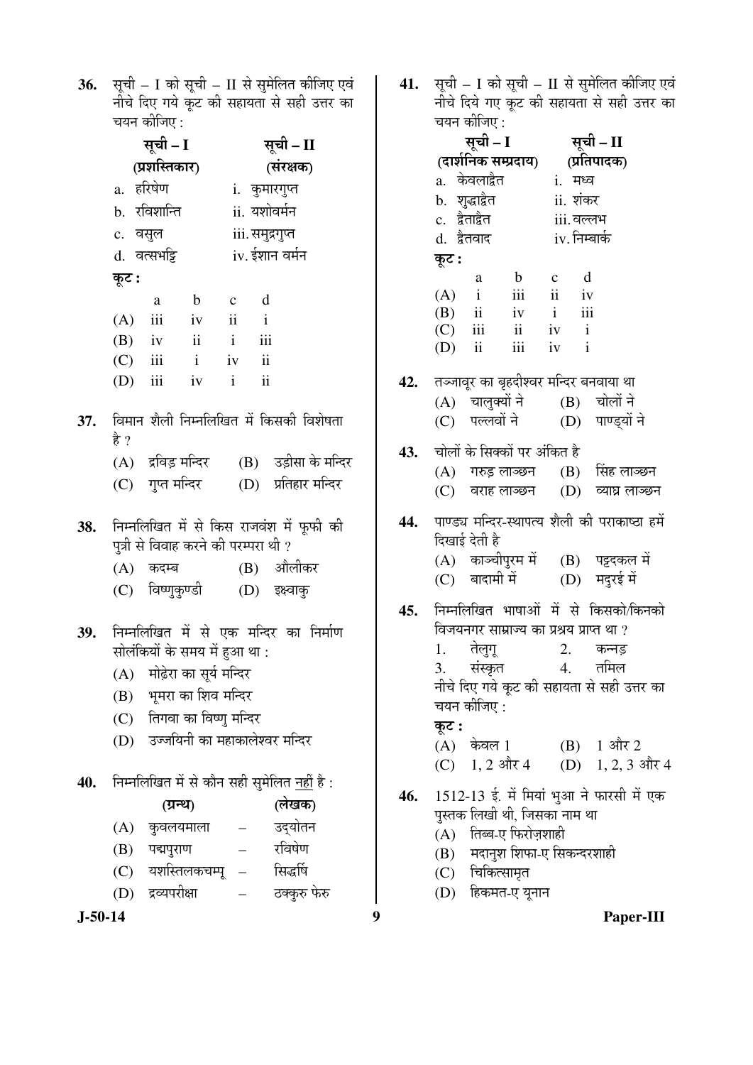36. सूची – I को सूची – II से सुमेलित कीजिए एवं नीचे दिए गये कूट की सहायता से सही उत्तर का चयन कीजिए :

| सूची – I (प्रशस्तिकार) | सूची – II (संरक्षक) |
|---|---|
| a. हरिषेण | i. कुमारगुप्त |
| b. रविशान्ति | ii. यशोवर्मन |
| c. वसुल | iii. समुद्रगुप्त |
| d. वत्सभट्टि | iv. ईशान वर्मन |

कूट :

| | a | b | c | d |
|---|---|---|---|---|
| (A) | iii | iv | ii | i |
| (B) | iv | ii | i | iii |
| (C) | iii | i | iv | ii |
| (D) | iii | iv | i | ii |

37. विमान शैली निम्नलिखित में किसकी विशेषता है ?

(A) द्रविड़ मन्दिर
(B) उड़ीसा के मन्दिर
(C) गुप्त मन्दिर
(D) प्रतिहार मन्दिर

38. निम्नलिखित में से किस राजवंश में फूफी की पुत्री से विवाह करने की परम्परा थी ?

(A) कदम्ब
(B) औलीकर
(C) विष्णुकुण्डी
(D) इक्ष्वाकु

39. निम्नलिखित में से एक मन्दिर का निर्माण सोलंकियों के समय में हुआ था :

(A) मोढ़ेरा का सूर्य मन्दिर
(B) भूमरा का शिव मन्दिर
(C) तिगवा का विष्णु मन्दिर
(D) उज्जयिनी का महाकालेश्वर मन्दिर

40. निम्नलिखित में से कौन सही सुमेलित नहीं है :

| | (ग्रन्थ) | | (लेखक) |
|---|---|---|---|
| (A) | कुवलयमाला | – | उद्योतन |
| (B) | पद्मपुराण | – | रविषेण |
| (C) | यशस्तिलकचम्पू | – | सिद्धर्षि |
| (D) | द्रव्यपरीक्षा | – | ठक्कुरु फेरु |

41. सूची – I को सूची – II से सुमेलित कीजिए एवं नीचे दिये गए कूट की सहायता से सही उत्तर का चयन कीजिए :

| सूची – I (दार्शनिक सम्प्रदाय) | सूची – II (प्रतिपादक) |
|---|---|
| a. केवलाद्वैत | i. मध्व |
| b. शुद्धाद्वैत | ii. शंकर |
| c. द्वैताद्वैत | iii. वल्लभ |
| d. द्वैतवाद | iv. निम्बार्क |

कूट :

| | a | b | c | d |
|---|---|---|---|---|
| (A) | i | iii | ii | iv |
| (B) | ii | iv | i | iii |
| (C) | iii | ii | iv | i |
| (D) | ii | iii | iv | i |

42. तञ्जावूर का बृहदीश्वर मन्दिर बनवाया था

(A) चालुक्यों ने
(B) चोलों ने
(C) पल्लवों ने
(D) पाण्ड्यों ने

43. चोलों के सिक्कों पर अंकित है

(A) गरुड़ लाञ्छन
(B) सिंह लाञ्छन
(C) वराह लाञ्छन
(D) व्याघ्र लाञ्छन

44. पाण्ड्य मन्दिर-स्थापत्य शैली की पराकाष्ठा हमें दिखाई देती है

(A) काञ्चीपुरम में
(B) पट्टदकल में
(C) बादामी में
(D) मदुरई में

45. निम्नलिखित भाषाओं में से किसको/किनको विजयनगर साम्राज्य का प्रश्रय प्राप्त था ?

1. तेलुगू
2. कन्नड़
3. संस्कृत
4. तमिल

नीचे दिए गये कूट की सहायता से सही उत्तर का चयन कीजिए :

कूट :

(A) केवल 1
(B) 1 और 2
(C) 1, 2 और 4
(D) 1, 2, 3 और 4

46. 1512-13 ई. में मियां भुआ ने फारसी में एक पुस्तक लिखी थी, जिसका नाम था

(A) तिब्ब-ए फिरोज़शाही
(B) मदानुश शिफा-ए सिकन्दरशाही
(C) चिकित्सामृत
(D) हिकमत-ए यूनान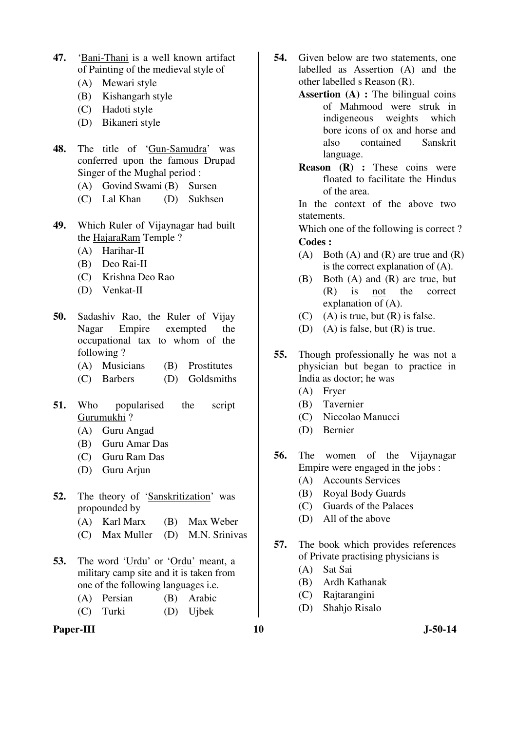47. '<u>Bani-Thani</u> is a well known artifact of Painting of the medieval style of
   - (A) Mewari style
   - (B) Kishangarh style
   - (C) Hadoti style
   - (D) Bikaneri style

48. The title of '<u>Gun-Samudra</u>' was conferred upon the famous Drupad Singer of the Mughal period :
   - (A) Govind Swami
   - (B) Sursen
   - (C) Lal Khan
   - (D) Sukhsen

49. Which Ruler of Vijaynagar had built the <u>HajaraRam</u> Temple ?
   - (A) Harihar-II
   - (B) Deo Rai-II
   - (C) Krishna Deo Rao
   - (D) Venkat-II

50. Sadashiv Rao, the Ruler of Vijay Nagar Empire exempted the occupational tax to whom of the following ?
   - (A) Musicians
   - (B) Prostitutes
   - (C) Barbers
   - (D) Goldsmiths

51. Who popularised the script <u>Gurumukhi</u> ?
   - (A) Guru Angad
   - (B) Guru Amar Das
   - (C) Guru Ram Das
   - (D) Guru Arjun

52. The theory of '<u>Sanskritization</u>' was propounded by
   - (A) Karl Marx
   - (B) Max Weber
   - (C) Max Muller
   - (D) M.N. Srinivas

53. The word '<u>Urdu</u>' or '<u>Ordu</u>' meant, a military camp site and it is taken from one of the following languages i.e.
   - (A) Persian
   - (B) Arabic
   - (C) Turki
   - (D) Ujbek

54. Given below are two statements, one labelled as Assertion (A) and the other labelled s Reason (R).

   **Assertion (A) :** The bilingual coins of Mahmood were struk in indigeneous weights which bore icons of ox and horse and also contained Sanskrit language.

   **Reason (R) :** These coins were floated to facilitate the Hindus of the area.

   In the context of the above two statements.

   Which one of the following is correct ?

   **Codes :**
   - (A) Both (A) and (R) are true and (R) is the correct explanation of (A).
   - (B) Both (A) and (R) are true, but (R) is <u>not</u> the correct explanation of (A).
   - (C) (A) is true, but (R) is false.
   - (D) (A) is false, but (R) is true.

55. Though professionally he was not a physician but began to practice in India as doctor; he was
   - (A) Fryer
   - (B) Tavernier
   - (C) Niccolao Manucci
   - (D) Bernier

56. The women of the Vijaynagar Empire were engaged in the jobs :
   - (A) Accounts Services
   - (B) Royal Body Guards
   - (C) Guards of the Palaces
   - (D) All of the above

57. The book which provides references of Private practising physicians is
   - (A) Sat Sai
   - (B) Ardh Kathanak
   - (C) Rajtarangini
   - (D) Shahjo Risalo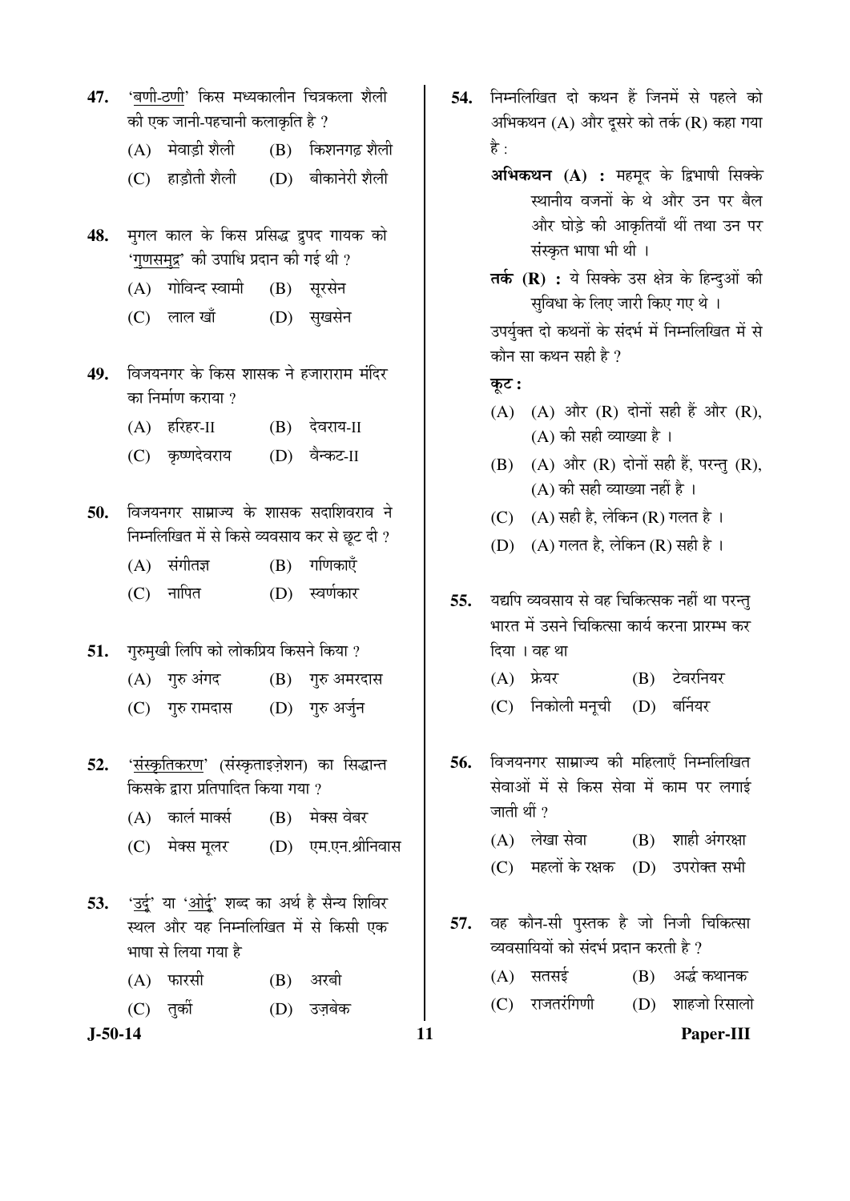**47.** '<u>बणी-ठणी</u>' किस मध्यकालीन चित्रकला शैली की एक जानी-पहचानी कलाकृति है ?

(A) मेवाड़ी शैली (B) किशनगढ़ शैली

(C) हाड़ौती शैली (D) बीकानेरी शैली

**48.** मुगल काल के किस प्रसिद्ध द्रुपद गायक को '<u>गुणसमुद्र</u>' की उपाधि प्रदान की गई थी ?

(A) गोविन्द स्वामी (B) सूरसेन

(C) लाल खाँ (D) सुखसेन

**49.** विजयनगर के किस शासक ने हजाराराम मंदिर का निर्माण कराया ?

(A) हरिहर-II (B) देवराय-II

(C) कृष्णदेवराय (D) वैन्कट-II

**50.** विजयनगर साम्राज्य के शासक सदाशिवराव ने निम्नलिखित में से किसे व्यवसाय कर से छूट दी ?

(A) संगीतज्ञ (B) गणिकाएँ

(C) नापित (D) स्वर्णकार

**51.** गुरुमुखी लिपि को लोकप्रिय किसने किया ?

(A) गुरु अंगद (B) गुरु अमरदास

(C) गुरु रामदास (D) गुरु अर्जुन

**52.** '<u>संस्कृतिकरण</u>' (संस्कृताइज़ेशन) का सिद्धान्त किसके द्वारा प्रतिपादित किया गया ?

(A) कार्ल मार्क्स (B) मेक्स वेबर

(C) मेक्स मूलर (D) एम.एन.श्रीनिवास

**53.** '<u>उर्दू</u>' या '<u>ओर्दू</u>' शब्द का अर्थ है सैन्य शिविर स्थल और यह निम्नलिखित में से किसी एक भाषा से लिया गया है

(A) फारसी (B) अरबी

(C) तुर्की (D) उज़बेक

**54.** निम्नलिखित दो कथन हैं जिनमें से पहले को अभिकथन (A) और दूसरे को तर्क (R) कहा गया है :

**अभिकथन (A) :** महमूद के द्विभाषी सिक्के स्थानीय वजनों के थे और उन पर बैल और घोड़े की आकृतियाँ थीं तथा उन पर संस्कृत भाषा भी थी ।

**तर्क (R) :** ये सिक्के उस क्षेत्र के हिन्दुओं की सुविधा के लिए जारी किए गए थे ।

उपर्युक्त दो कथनों के संदर्भ में निम्नलिखित में से कौन सा कथन सही है ?

**कूट :**

(A) (A) और (R) दोनों सही हैं और (R), (A) की सही व्याख्या है ।

(B) (A) और (R) दोनों सही हैं, परन्तु (R), (A) की सही व्याख्या नहीं है ।

(C) (A) सही है, लेकिन (R) गलत है ।

(D) (A) गलत है, लेकिन (R) सही है ।

**55.** यद्यपि व्यवसाय से वह चिकित्सक नहीं था परन्तु भारत में उसने चिकित्सा कार्य करना प्रारम्भ कर दिया । वह था

(A) फ्रेयर (B) टेवरनियर

(C) निकोली मनूची (D) बर्नियर

**56.** विजयनगर साम्राज्य की महिलाएँ निम्नलिखित सेवाओं में से किस सेवा में काम पर लगाई जाती थीं ?

(A) लेखा सेवा (B) शाही अंगरक्षा

(C) महलों के रक्षक (D) उपरोक्त सभी

**57.** वह कौन-सी पुस्तक है जो निजी चिकित्सा व्यवसायियों को संदर्भ प्रदान करती है ?

(A) सतसई (B) अर्द्ध कथानक

(C) राजतरंगिणी (D) शाहजो रिसालो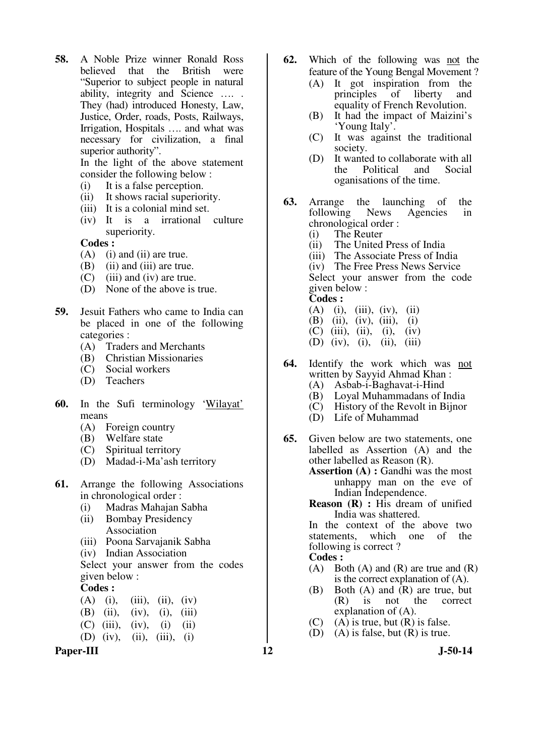**58.** A Noble Prize winner Ronald Ross believed that the British were "Superior to subject people in natural ability, integrity and Science …. . They (had) introduced Honesty, Law, Justice, Order, roads, Posts, Railways, Irrigation, Hospitals …. and what was necessary for civilization, a final superior authority".

In the light of the above statement consider the following below :

(i) It is a false perception.
(ii) It shows racial superiority.
(iii) It is a colonial mind set.
(iv) It is a irrational culture superiority.

**Codes :**

(A) (i) and (ii) are true.
(B) (ii) and (iii) are true.
(C) (iii) and (iv) are true.
(D) None of the above is true.

**59.** Jesuit Fathers who came to India can be placed in one of the following categories :

(A) Traders and Merchants
(B) Christian Missionaries
(C) Social workers
(D) Teachers

**60.** In the Sufi terminology '<u>Wilayat</u>' means

(A) Foreign country
(B) Welfare state
(C) Spiritual territory
(D) Madad-i-Ma'ash territory

**61.** Arrange the following Associations in chronological order :

(i) Madras Mahajan Sabha
(ii) Bombay Presidency Association
(iii) Poona Sarvajanik Sabha
(iv) Indian Association

Select your answer from the codes given below :

**Codes :**

(A) (i), (iii), (ii), (iv)
(B) (ii), (iv), (i), (iii)
(C) (iii), (iv), (i) (ii)
(D) (iv), (ii), (iii), (i)

**62.** Which of the following was <u>not</u> the feature of the Young Bengal Movement ?

(A) It got inspiration from the principles of liberty and equality of French Revolution.
(B) It had the impact of Maizini's 'Young Italy'.
(C) It was against the traditional society.
(D) It wanted to collaborate with all the Political and Social oganisations of the time.

**63.** Arrange the launching of the following News Agencies in chronological order :

(i) The Reuter
(ii) The United Press of India
(iii) The Associate Press of India
(iv) The Free Press News Service

Select your answer from the code given below :

**Codes :**

(A) (i), (iii), (iv), (ii)
(B) (ii), (iv), (iii), (i)
(C) (iii), (ii), (i), (iv)
(D) (iv), (i), (ii), (iii)

**64.** Identify the work which was <u>not</u> written by Sayyid Ahmad Khan :

(A) Asbab-i-Baghavat-i-Hind
(B) Loyal Muhammadans of India
(C) History of the Revolt in Bijnor
(D) Life of Muhammad

**65.** Given below are two statements, one labelled as Assertion (A) and the other labelled as Reason (R).

**Assertion (A) :** Gandhi was the most unhappy man on the eve of Indian Independence.

**Reason (R) :** His dream of unified India was shattered.

In the context of the above two statements, which one of the following is correct ?

**Codes :**

(A) Both (A) and (R) are true and (R) is the correct explanation of (A).
(B) Both (A) and (R) are true, but (R) is not the correct explanation of (A).
(C) (A) is true, but (R) is false.
(D) (A) is false, but (R) is true.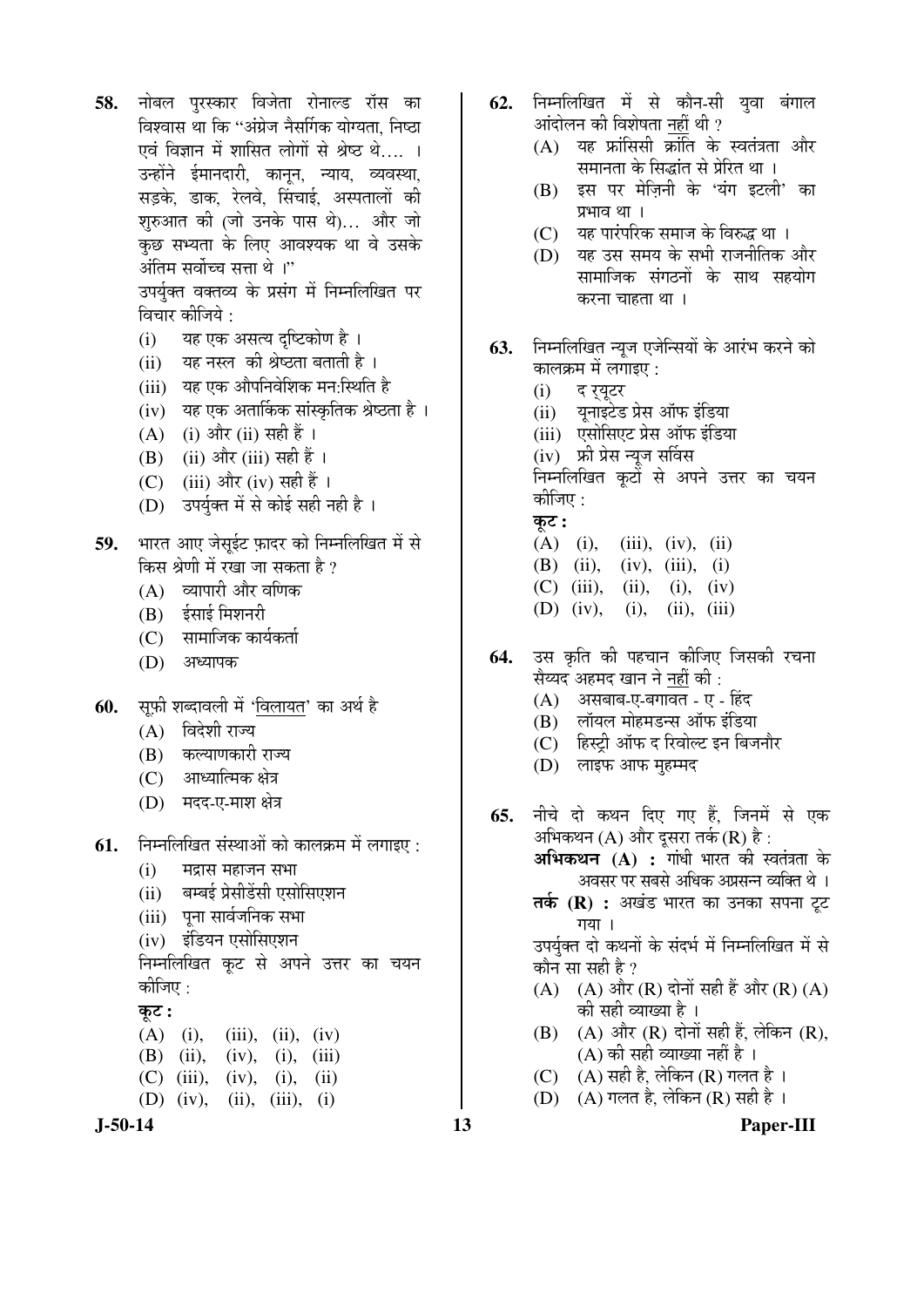58. नोबल पुरस्कार विजेता रोनाल्ड रॉस का विश्वास था कि "अंग्रेज नैसर्गिक योग्यता, निष्ठा एवं विज्ञान में शासित लोगों से श्रेष्ठ थे.... । उन्होंने ईमानदारी, कानून, न्याय, व्यवस्था, सड़के, डाक, रेलवे, सिंचाई, अस्पतालों की शुरुआत की (जो उनके पास थे)... और जो कुछ सभ्यता के लिए आवश्यक था वे उसके अंतिम सर्वोच्च सत्ता थे ।"

उपर्युक्त वक्तव्य के प्रसंग में निम्नलिखित पर विचार कीजिये :

(i) यह एक असत्य दृष्टिकोण है ।
(ii) यह नस्ल की श्रेष्ठता बताती है ।
(iii) यह एक औपनिवेशिक मन:स्थिति है
(iv) यह एक अतार्किक सांस्कृतिक श्रेष्ठता है ।

(A) (i) और (ii) सही हैं ।
(B) (ii) और (iii) सही हैं ।
(C) (iii) और (iv) सही हैं ।
(D) उपर्युक्त में से कोई सही नही है ।

59. भारत आए जेसूईट फ़ादर को निम्नलिखित में से किस श्रेणी में रखा जा सकता है ?

(A) व्यापारी और वणिक
(B) ईसाई मिशनरी
(C) सामाजिक कार्यकर्ता
(D) अध्यापक

60. सूफ़ी शब्दावली में '<u>विलायत</u>' का अर्थ है

(A) विदेशी राज्य
(B) कल्याणकारी राज्य
(C) आध्यात्मिक क्षेत्र
(D) मदद-ए-माश क्षेत्र

61. निम्नलिखित संस्थाओं को कालक्रम में लगाइए :

(i) मद्रास महाजन सभा
(ii) बम्बई प्रेसीडेंसी एसोसिएशन
(iii) पूना सार्वजनिक सभा
(iv) इंडियन एसोसिएशन

निम्नलिखित कूट से अपने उत्तर का चयन कीजिए :

**कूट :**

(A) (i), (iii), (ii), (iv)
(B) (ii), (iv), (i), (iii)
(C) (iii), (iv), (i), (ii)
(D) (iv), (ii), (iii), (i)

62. निम्नलिखित में से कौन-सी युवा बंगाल आंदोलन की विशेषता <u>नहीं</u> थी ?

(A) यह फ्रांसिसी क्रांति के स्वतंत्रता और समानता के सिद्धांत से प्रेरित था ।
(B) इस पर मेज़िनी के 'यंग इटली' का प्रभाव था ।
(C) यह पारंपरिक समाज के विरुद्ध था ।
(D) यह उस समय के सभी राजनीतिक और सामाजिक संगठनों के साथ सहयोग करना चाहता था ।

63. निम्नलिखित न्यूज एजेन्सियों के आरंभ करने को कालक्रम में लगाइए :

(i) द रयूटर
(ii) यूनाइटेड प्रेस ऑफ इंडिया
(iii) एसोसिएट प्रेस ऑफ इंडिया
(iv) फ्री प्रेस न्यूज सर्विस

निम्नलिखित कूटों से अपने उत्तर का चयन कीजिए :

**कूट :**

(A) (i), (iii), (iv), (ii)
(B) (ii), (iv), (iii), (i)
(C) (iii), (ii), (i), (iv)
(D) (iv), (i), (ii), (iii)

64. उस कृति की पहचान कीजिए जिसकी रचना सैय्यद अहमद खान ने <u>नहीं</u> की :

(A) असबाब-ए-बगावत - ए - हिंद
(B) लॉयल मोहमडन्स ऑफ इंडिया
(C) हिस्ट्री ऑफ द रिवोल्ट इन बिजनौर
(D) लाइफ आफ मुहम्मद

65. नीचे दो कथन दिए गए हैं, जिनमें से एक अभिकथन (A) और दूसरा तर्क (R) है :

**अभिकथन (A) :** गांधी भारत की स्वतंत्रता के अवसर पर सबसे अधिक अप्रसन्न व्यक्ति थे ।

**तर्क (R) :** अखंड भारत का उनका सपना टूट गया ।

उपर्युक्त दो कथनों के संदर्भ में निम्नलिखित में से कौन सा सही है ?

(A) (A) और (R) दोनों सही हैं और (R) (A) की सही व्याख्या है ।
(B) (A) और (R) दोनों सही हैं, लेकिन (R), (A) की सही व्याख्या नहीं है ।
(C) (A) सही है, लेकिन (R) गलत है ।
(D) (A) गलत है, लेकिन (R) सही है ।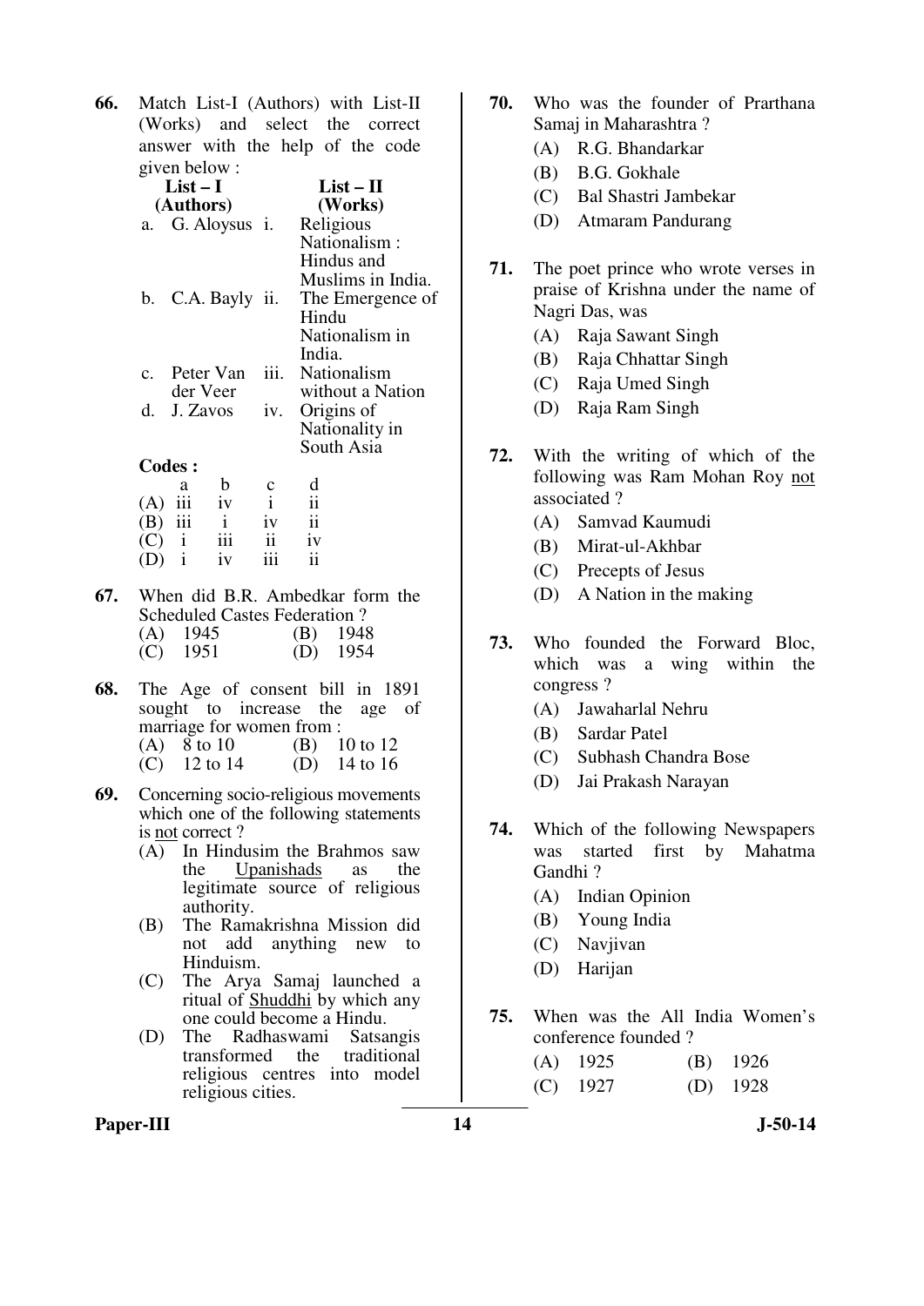**66.** Match List-I (Authors) with List-II (Works) and select the correct answer with the help of the code given below :

| List – I (Authors) | | List – II (Works) |
|---|---|---|
| a. | G. Aloysus | i. Religious Nationalism : Hindus and Muslims in India. |
| b. | C.A. Bayly | ii. The Emergence of Hindu Nationalism in India. |
| c. | Peter Van der Veer | iii. Nationalism without a Nation |
| d. | J. Zavos | iv. Origins of Nationality in South Asia |

**Codes :**

| | a | b | c | d |
|---|---|---|---|---|
| (A) | iii | iv | i | ii |
| (B) | iii | i | iv | ii |
| (C) | i | iii | ii | iv |
| (D) | i | iv | iii | ii |

**67.** When did B.R. Ambedkar form the Scheduled Castes Federation ?

(A) 1945 (B) 1948
(C) 1951 (D) 1954

**68.** The Age of consent bill in 1891 sought to increase the age of marriage for women from :

(A) 8 to 10 (B) 10 to 12
(C) 12 to 14 (D) 14 to 16

**69.** Concerning socio-religious movements which one of the following statements is not correct ?

(A) In Hindusim the Brahmos saw the Upanishads as the legitimate source of religious authority.
(B) The Ramakrishna Mission did not add anything new to Hinduism.
(C) The Arya Samaj launched a ritual of Shuddhi by which any one could become a Hindu.
(D) The Radhaswami Satsangis transformed the traditional religious centres into model religious cities.

**70.** Who was the founder of Prarthana Samaj in Maharashtra ?

(A) R.G. Bhandarkar
(B) B.G. Gokhale
(C) Bal Shastri Jambekar
(D) Atmaram Pandurang

**71.** The poet prince who wrote verses in praise of Krishna under the name of Nagri Das, was

(A) Raja Sawant Singh
(B) Raja Chhattar Singh
(C) Raja Umed Singh
(D) Raja Ram Singh

**72.** With the writing of which of the following was Ram Mohan Roy not associated ?

(A) Samvad Kaumudi
(B) Mirat-ul-Akhbar
(C) Precepts of Jesus
(D) A Nation in the making

**73.** Who founded the Forward Bloc, which was a wing within the congress ?

(A) Jawaharlal Nehru
(B) Sardar Patel
(C) Subhash Chandra Bose
(D) Jai Prakash Narayan

**74.** Which of the following Newspapers was started first by Mahatma Gandhi ?

(A) Indian Opinion
(B) Young India
(C) Navjivan
(D) Harijan

**75.** When was the All India Women's conference founded ?

(A) 1925 (B) 1926
(C) 1927 (D) 1928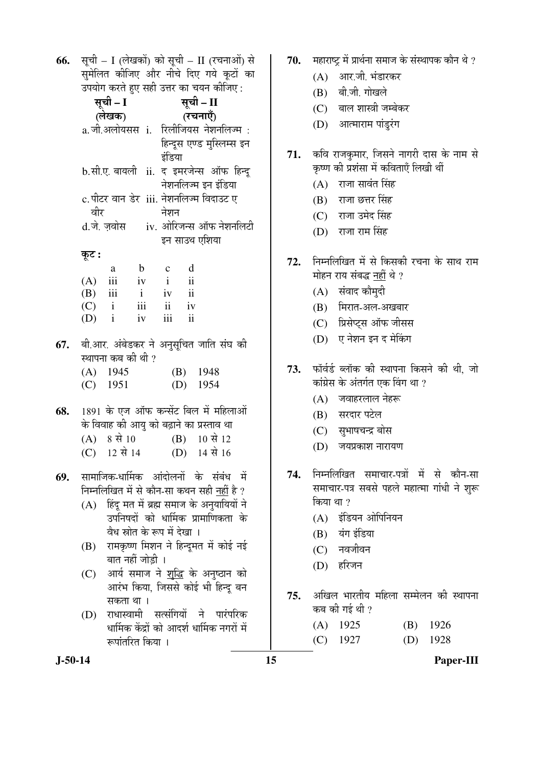66. सूची – I (लेखकों) को सूची – II (रचनाओं) से सुमेलित कीजिए और नीचे दिए गये कूटों का उपयोग करते हुए सही उत्तर का चयन कीजिए :

| सूची – I (लेखक) | सूची – II (रचनाएँ) |
|---|---|
| a. जी.अलोयसस | i. रिलीजियस नेशनलिज्म : हिन्दूस एण्ड मुस्लिम्स इन इंडिया |
| b. सी.ए. बायली | ii. द इमरजेन्स ऑफ हिन्दू नेशनलिज्म इन इंडिया |
| c. पीटर वान डेर वीर | iii. नेशनलिज्म विदाउट ए नेशन |
| d. जे. ज़वोस | iv. ओरिजन्स ऑफ नेशनलिटी इन साउथ एशिया |

**कूट :**

| | a | b | c | d |
|---|---|---|---|---|
| (A) | iii | iv | i | ii |
| (B) | iii | i | iv | ii |
| (C) | i | iii | ii | iv |
| (D) | i | iv | iii | ii |

67. बी.आर. अंबेडकर ने अनुसूचित जाति संघ की स्थापना कब की थी ?
(A) 1945
(B) 1948
(C) 1951
(D) 1954

68. 1891 के एज ऑफ कन्सेंट बिल में महिलाओं के विवाह की आयु को बढ़ाने का प्रस्ताव था
(A) 8 से 10
(B) 10 से 12
(C) 12 से 14
(D) 14 से 16

69. सामाजिक-धार्मिक आंदोलनों के संबंध में निम्नलिखित में से कौन-सा कथन सही नहीं है ?
(A) हिंदू मत में ब्रह्म समाज के अनुयायियों ने उपनिषदों को धार्मिक प्रामाणिकता के वैध स्रोत के रूप में देखा ।
(B) रामकृष्ण मिशन ने हिन्दूमत में कोई नई बात नहीं जोड़ी ।
(C) आर्य समाज ने शुद्धि के अनुष्ठान को आरंभ किया, जिससे कोई भी हिन्दू बन सकता था ।
(D) राधास्वामी सत्संगियों ने पारंपरिक धार्मिक केंद्रों को आदर्श धार्मिक नगरों में रूपांतरित किया ।

70. महाराष्ट्र में प्रार्थना समाज के संस्थापक कौन थे ?
(A) आर.जी. भंडारकर
(B) बी.जी. गोखले
(C) बाल शास्त्री जम्बेकर
(D) आत्माराम पांडुरंग

71. कवि राजकुमार, जिसने नागरी दास के नाम से कृष्ण की प्रशंसा में कविताएँ लिखी थीं
(A) राजा सावंत सिंह
(B) राजा छत्तर सिंह
(C) राजा उमेद सिंह
(D) राजा राम सिंह

72. निम्नलिखित में से किसकी रचना के साथ राम मोहन राय संबद्ध नहीं थे ?
(A) संवाद कौमुदी
(B) मिरात-अल-अखबार
(C) प्रिसेप्ट्स ऑफ जीसस
(D) ए नेशन इन द मेकिंग

73. फॉरवर्ड ब्लॉक की स्थापना किसने की थी, जो कांग्रेस के अंतर्गत एक विंग था ?
(A) जवाहरलाल नेहरू
(B) सरदार पटेल
(C) सुभाषचन्द्र बोस
(D) जयप्रकाश नारायण

74. निम्नलिखित समाचार-पत्रों में से कौन-सा समाचार-पत्र सबसे पहले महात्मा गांधी ने शुरू किया था ?
(A) इंडियन ओपिनियन
(B) यंग इंडिया
(C) नवजीवन
(D) हरिजन

75. अखिल भारतीय महिला सम्मेलन की स्थापना कब की गई थी ?
(A) 1925
(B) 1926
(C) 1927
(D) 1928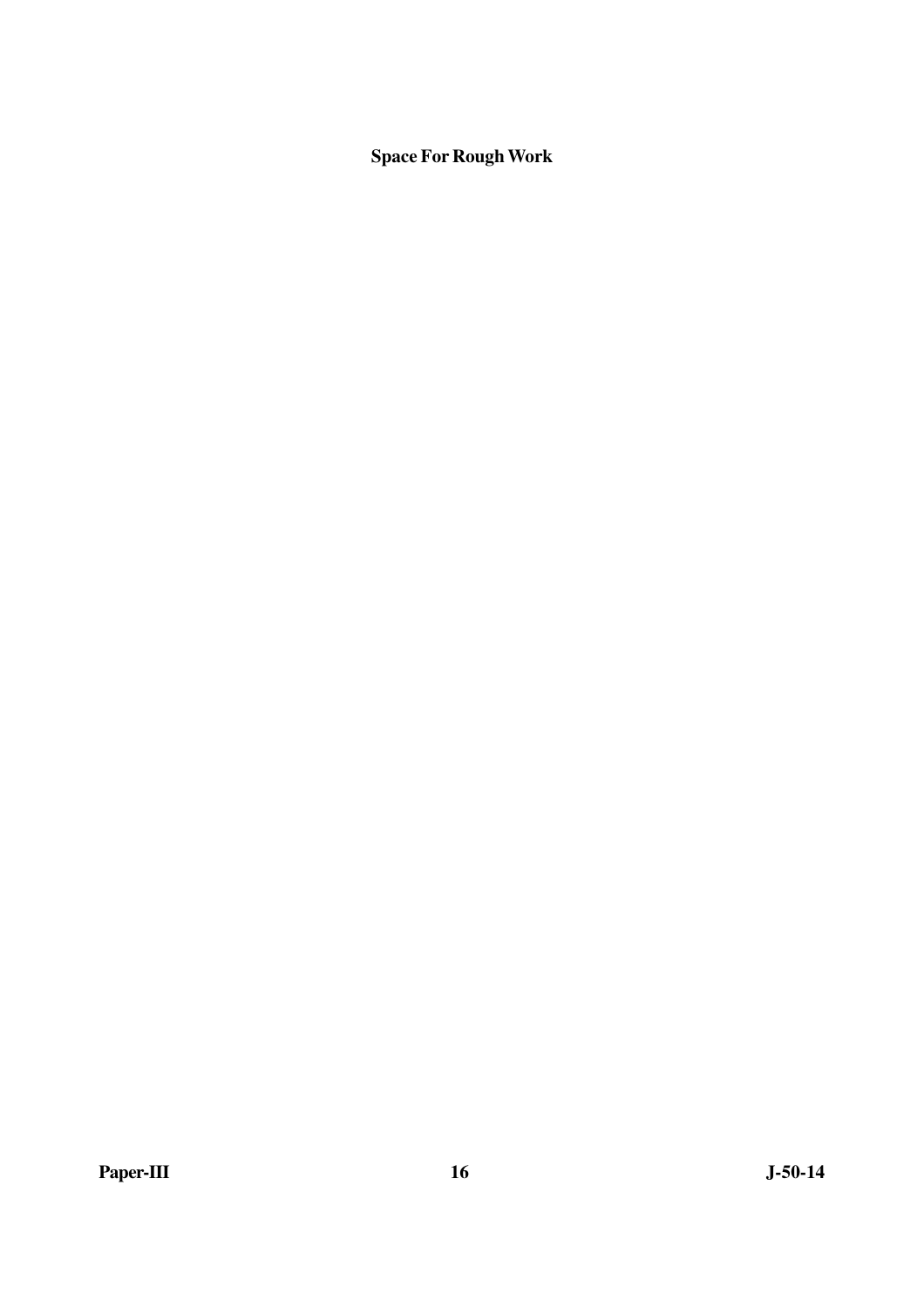**Space For Rough Work**